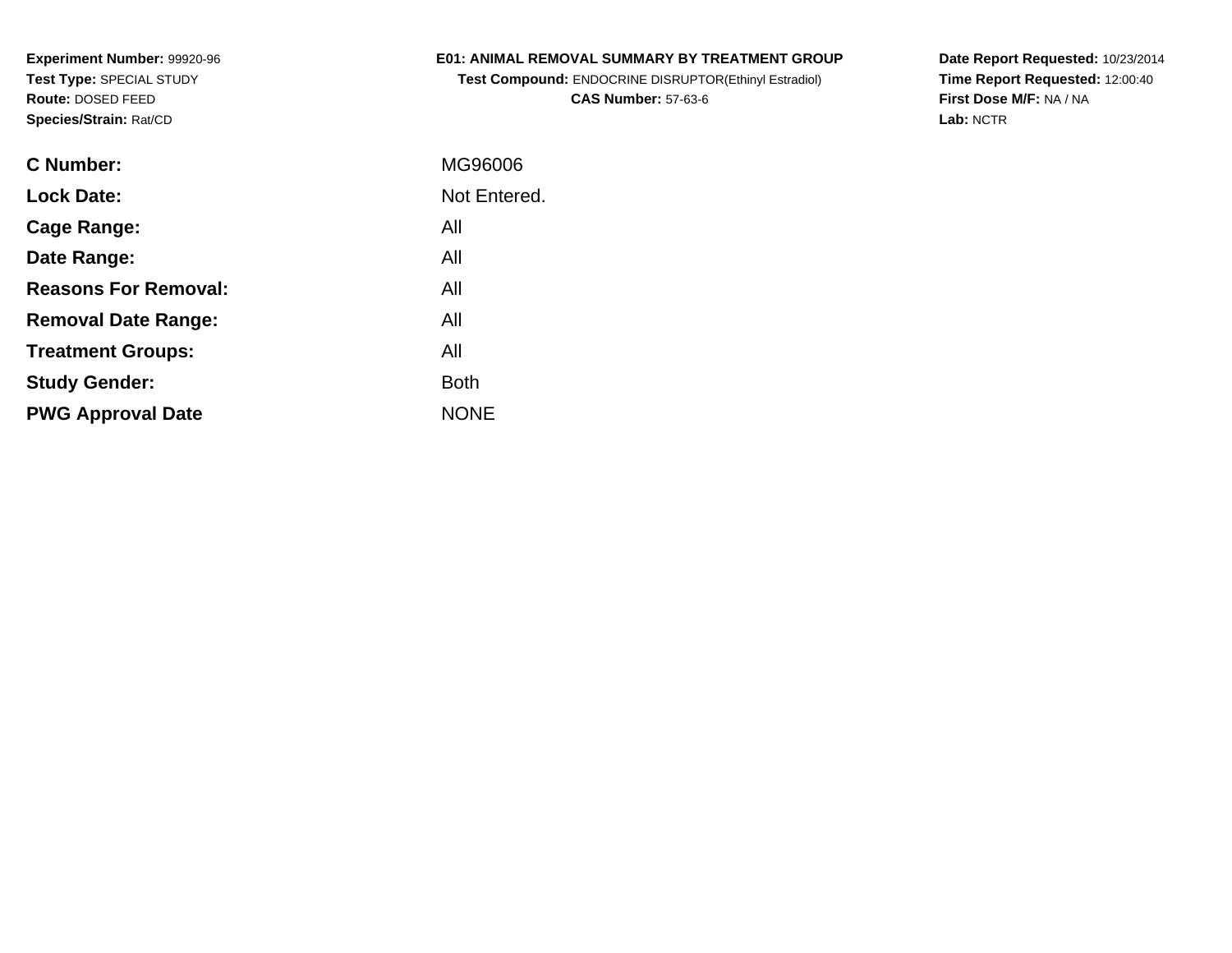**Experiment Number:** 99920-96
**Test Type:** SPECIAL STUDY
**Route:** DOSED FEED
**Species/Strain:** Rat/CD

**E01: ANIMAL REMOVAL SUMMARY BY TREATMENT GROUP**
**Test Compound:** ENDOCRINE DISRUPTOR(Ethinyl Estradiol)
**CAS Number:** 57-63-6

**Date Report Requested:** 10/23/2014
**Time Report Requested:** 12:00:40
**First Dose M/F:** NA / NA
**Lab:** NCTR

| | |
|---|---|
| **C Number:** | MG96006 |
| **Lock Date:** | Not Entered. |
| **Cage Range:** | All |
| **Date Range:** | All |
| **Reasons For Removal:** | All |
| **Removal Date Range:** | All |
| **Treatment Groups:** | All |
| **Study Gender:** | Both |
| **PWG Approval Date** | NONE |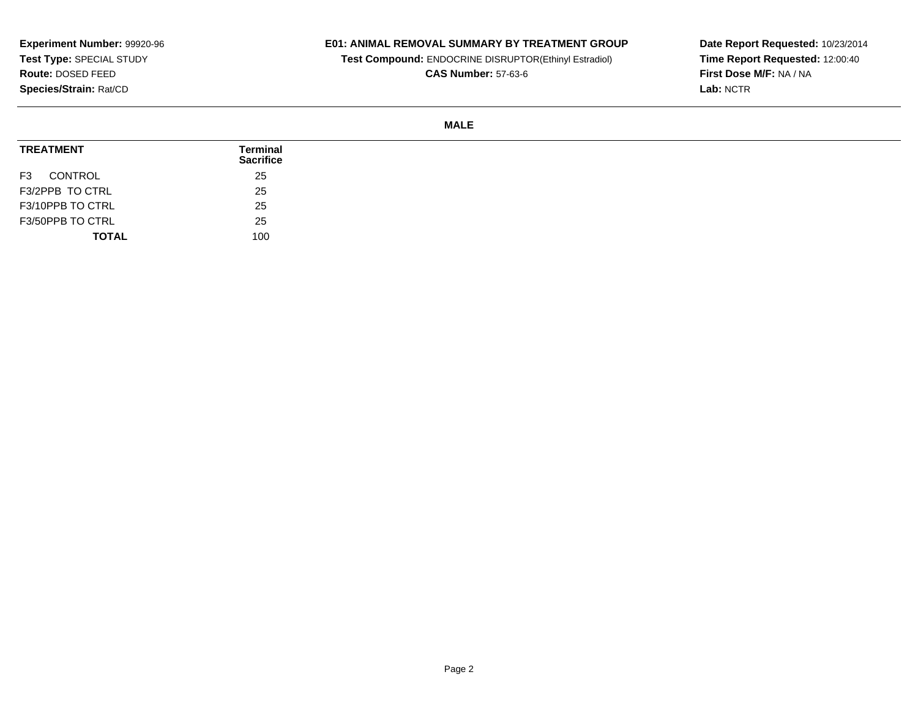**Experiment Number:** 99920-96
**Test Type:** SPECIAL STUDY
**Route:** DOSED FEED
**Species/Strain:** Rat/CD

**E01: ANIMAL REMOVAL SUMMARY BY TREATMENT GROUP**
**Test Compound:** ENDOCRINE DISRUPTOR(Ethinyl Estradiol)
**CAS Number:** 57-63-6

**Date Report Requested:** 10/23/2014
**Time Report Requested:** 12:00:40
**First Dose M/F:** NA / NA
**Lab:** NCTR

**MALE**

| TREATMENT | Terminal Sacrifice |
|---|---|
| F3 CONTROL | 25 |
| F3/2PPB TO CTRL | 25 |
| F3/10PPB TO CTRL | 25 |
| F3/50PPB TO CTRL | 25 |
| **TOTAL** | 100 |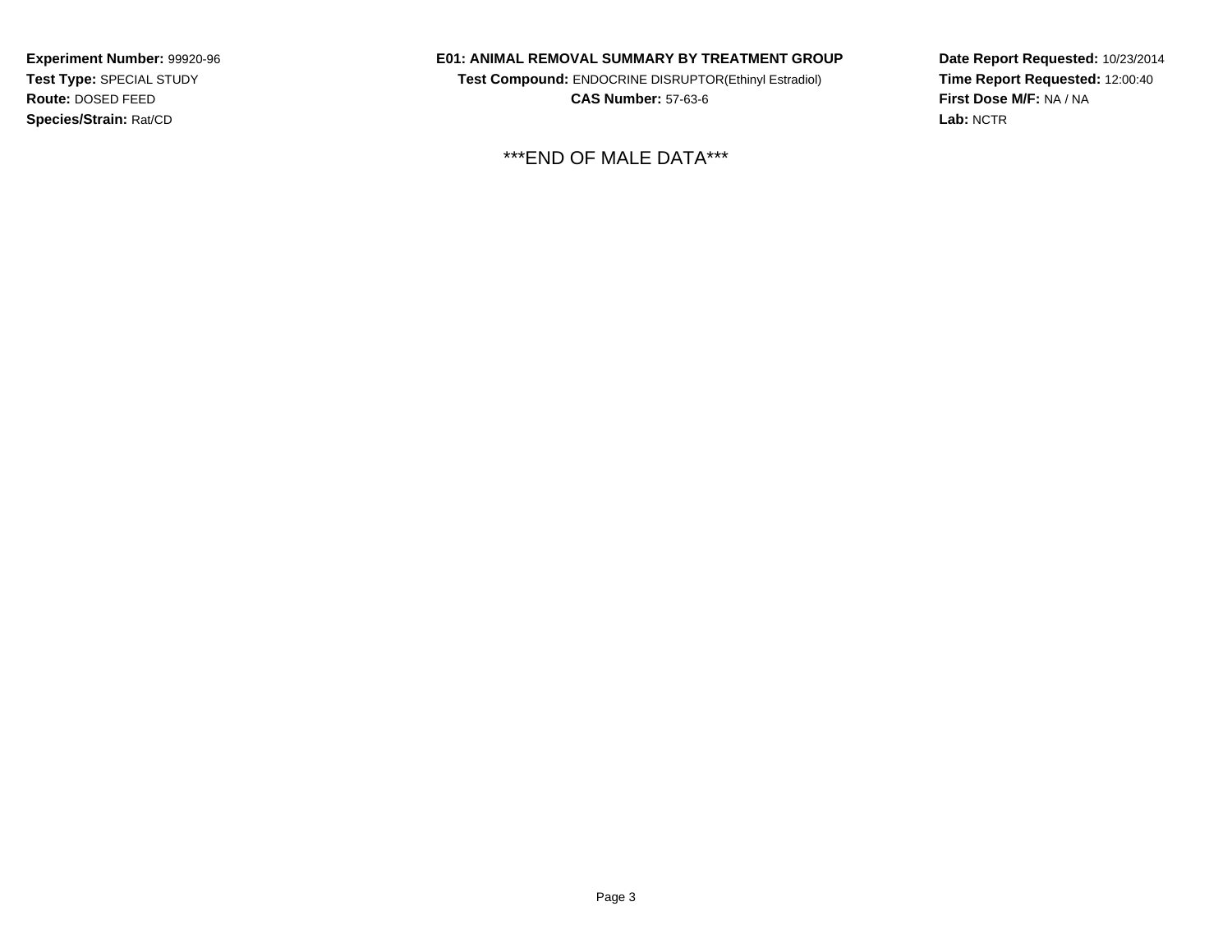**Experiment Number:** 99920-96
**Test Type:** SPECIAL STUDY
**Route:** DOSED FEED
**Species/Strain:** Rat/CD

**E01: ANIMAL REMOVAL SUMMARY BY TREATMENT GROUP**
**Test Compound:** ENDOCRINE DISRUPTOR(Ethinyl Estradiol)
**CAS Number:** 57-63-6

**Date Report Requested:** 10/23/2014
**Time Report Requested:** 12:00:40
**First Dose M/F:** NA / NA
**Lab:** NCTR

***END OF MALE DATA***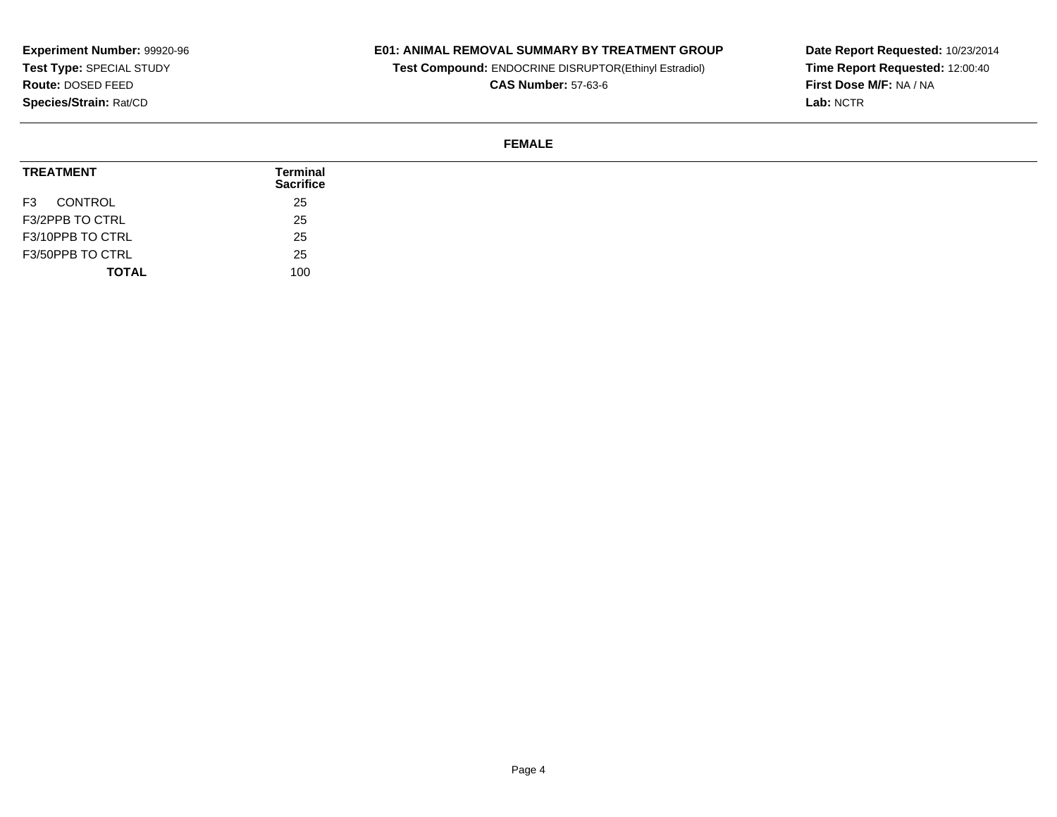**Experiment Number:** 99920-96
**Test Type:** SPECIAL STUDY
**Route:** DOSED FEED
**Species/Strain:** Rat/CD

**E01: ANIMAL REMOVAL SUMMARY BY TREATMENT GROUP**
**Test Compound:** ENDOCRINE DISRUPTOR(Ethinyl Estradiol)
**CAS Number:** 57-63-6

**Date Report Requested:** 10/23/2014
**Time Report Requested:** 12:00:40
**First Dose M/F:** NA / NA
**Lab:** NCTR

**FEMALE**

| TREATMENT | Terminal Sacrifice |
|---|---|
| F3 CONTROL | 25 |
| F3/2PPB TO CTRL | 25 |
| F3/10PPB TO CTRL | 25 |
| F3/50PPB TO CTRL | 25 |
| **TOTAL** | 100 |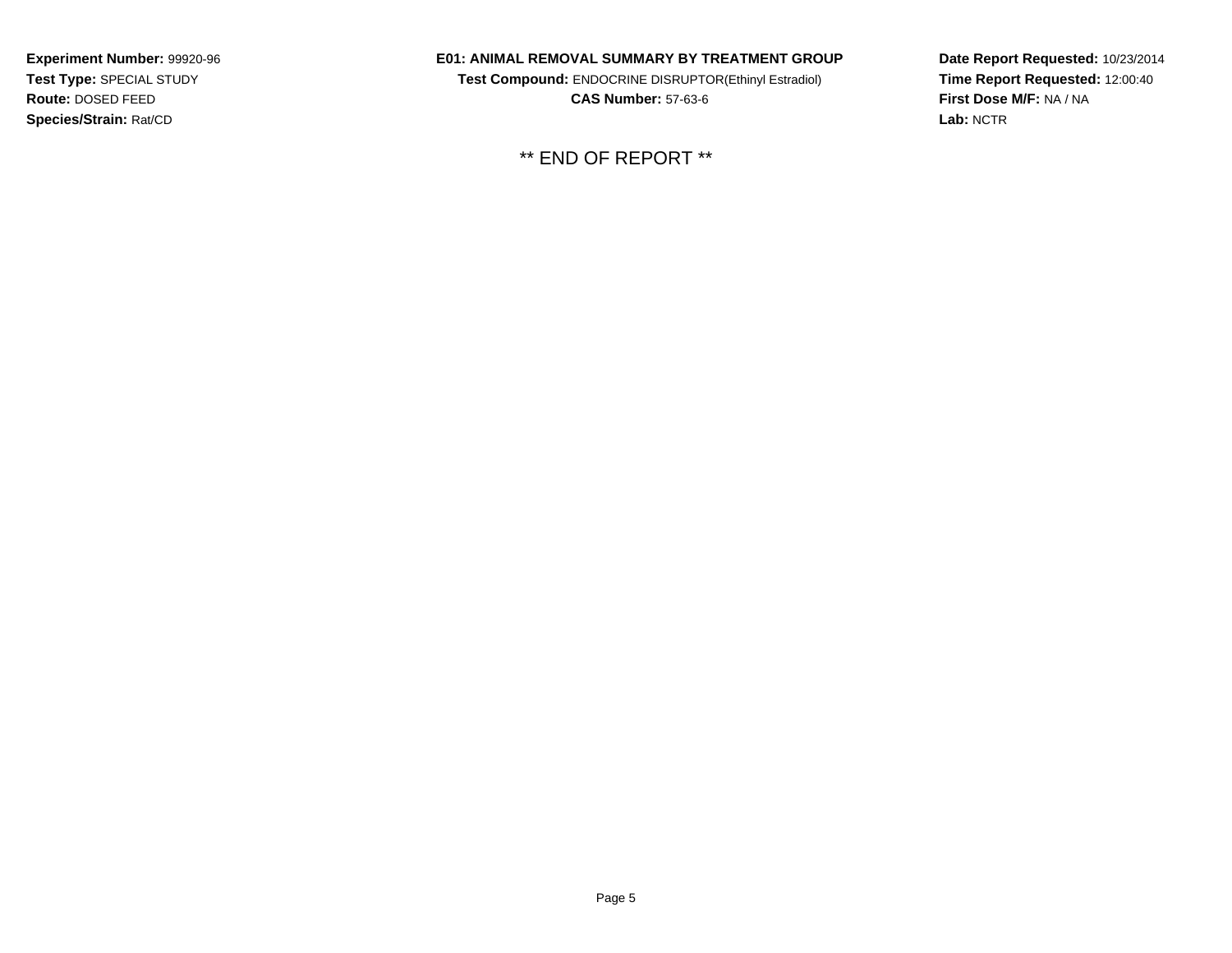** END OF REPORT **